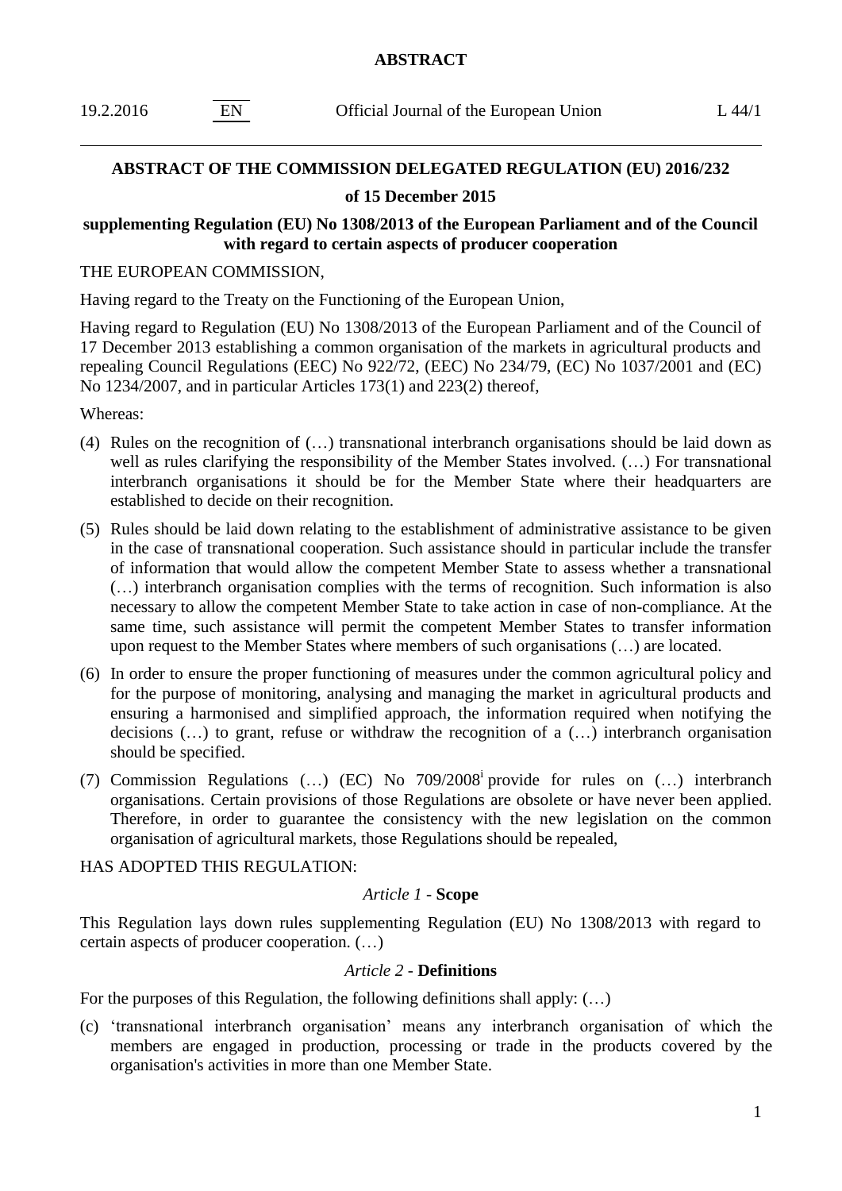**ABSTRACT**

# ABSTRACT OF THE COMMISSION DELEGATED REGULATION (EU) 2016/232

## of 15 December 2015

### supplementing Regulation (EU) No 1308/2013 of the European Parliament and of the Council with regard to certain aspects of producer cooperation

THE EUROPEAN COMMISSION,

Having regard to the Treaty on the Functioning of the European Union,

Having regard to Regulation (EU) No 1308/2013 of the European Parliament and of the Council of 17 December 2013 establishing a common organisation of the markets in agricultural products and repealing Council Regulations (EEC) No 922/72, (EEC) No 234/79, (EC) No 1037/2001 and (EC) No 1234/2007, and in particular Articles 173(1) and 223(2) thereof,

Whereas:

(4) Rules on the recognition of (…) transnational interbranch organisations should be laid down as well as rules clarifying the responsibility of the Member States involved. (…) For transnational interbranch organisations it should be for the Member State where their headquarters are established to decide on their recognition.

(5) Rules should be laid down relating to the establishment of administrative assistance to be given in the case of transnational cooperation. Such assistance should in particular include the transfer of information that would allow the competent Member State to assess whether a transnational (…) interbranch organisation complies with the terms of recognition. Such information is also necessary to allow the competent Member State to take action in case of non-compliance. At the same time, such assistance will permit the competent Member States to transfer information upon request to the Member States where members of such organisations (…) are located.

(6) In order to ensure the proper functioning of measures under the common agricultural policy and for the purpose of monitoring, analysing and managing the market in agricultural products and ensuring a harmonised and simplified approach, the information required when notifying the decisions (…) to grant, refuse or withdraw the recognition of a (…) interbranch organisation should be specified.

(7) Commission Regulations (…) (EC) No 709/2008[i] provide for rules on (…) interbranch organisations. Certain provisions of those Regulations are obsolete or have never been applied. Therefore, in order to guarantee the consistency with the new legislation on the common organisation of agricultural markets, those Regulations should be repealed,

HAS ADOPTED THIS REGULATION:

*Article 1* - **Scope**

This Regulation lays down rules supplementing Regulation (EU) No 1308/2013 with regard to certain aspects of producer cooperation. (…)

*Article 2* - **Definitions**

For the purposes of this Regulation, the following definitions shall apply: (…)

(c) 'transnational interbranch organisation' means any interbranch organisation of which the members are engaged in production, processing or trade in the products covered by the organisation's activities in more than one Member State.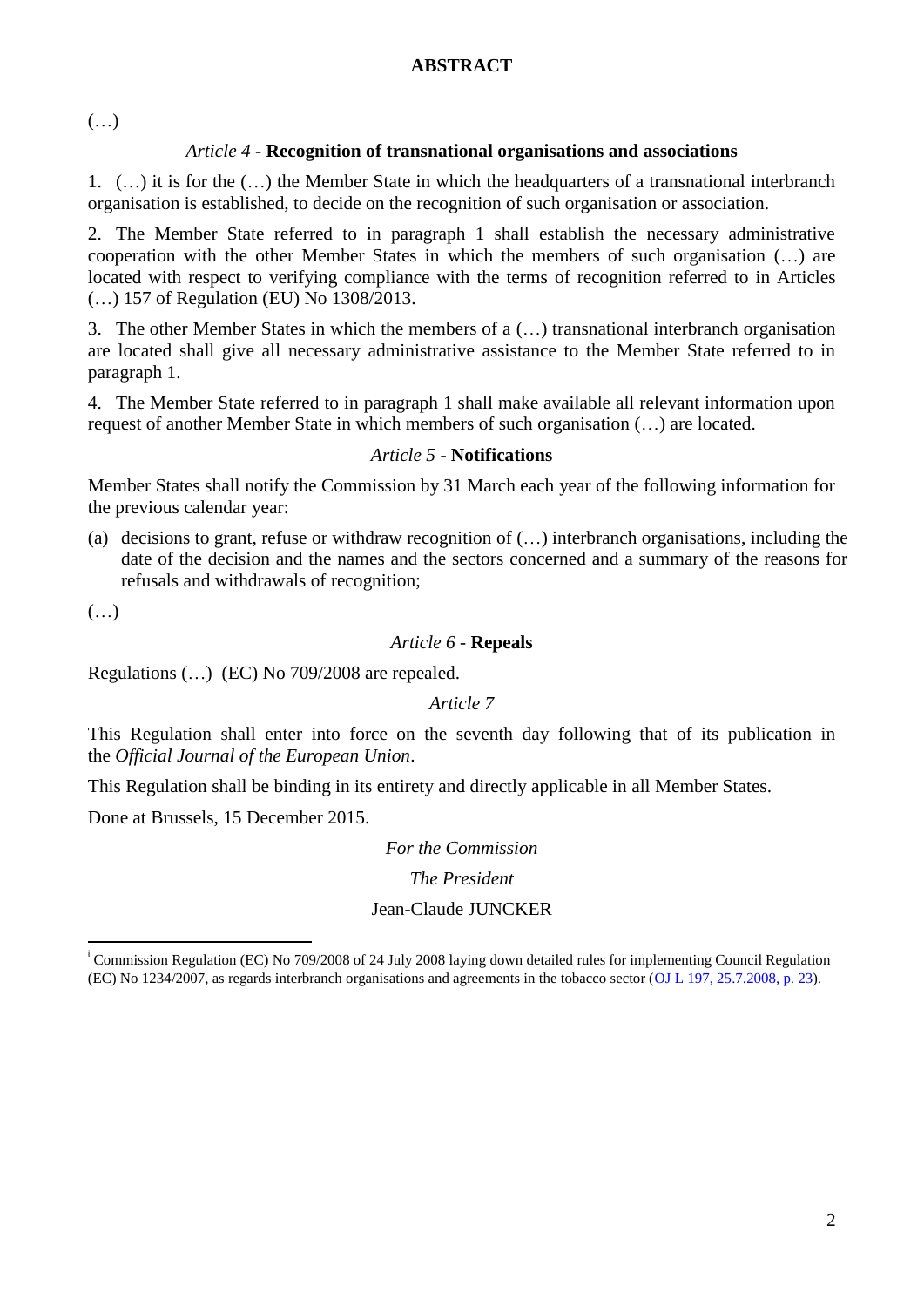## ABSTRACT

(…)

*Article 4* - **Recognition of transnational organisations and associations**

1. (…) it is for the (…) the Member State in which the headquarters of a transnational interbranch organisation is established, to decide on the recognition of such organisation or association.

2. The Member State referred to in paragraph 1 shall establish the necessary administrative cooperation with the other Member States in which the members of such organisation (…) are located with respect to verifying compliance with the terms of recognition referred to in Articles (…) 157 of Regulation (EU) No 1308/2013.

3. The other Member States in which the members of a (…) transnational interbranch organisation are located shall give all necessary administrative assistance to the Member State referred to in paragraph 1.

4. The Member State referred to in paragraph 1 shall make available all relevant information upon request of another Member State in which members of such organisation (…) are located.

*Article 5* - **Notifications**

Member States shall notify the Commission by 31 March each year of the following information for the previous calendar year:

(a) decisions to grant, refuse or withdraw recognition of (…) interbranch organisations, including the date of the decision and the names and the sectors concerned and a summary of the reasons for refusals and withdrawals of recognition;

(…)

*Article 6* - **Repeals**

Regulations (…) (EC) No 709/2008 are repealed.

*Article 7*

This Regulation shall enter into force on the seventh day following that of its publication in the *Official Journal of the European Union*.

This Regulation shall be binding in its entirety and directly applicable in all Member States.

Done at Brussels, 15 December 2015.

*For the Commission*

*The President*

Jean-Claude JUNCKER

---

[i] Commission Regulation (EC) No 709/2008 of 24 July 2008 laying down detailed rules for implementing Council Regulation (EC) No 1234/2007, as regards interbranch organisations and agreements in the tobacco sector (OJ L 197, 25.7.2008, p. 23).